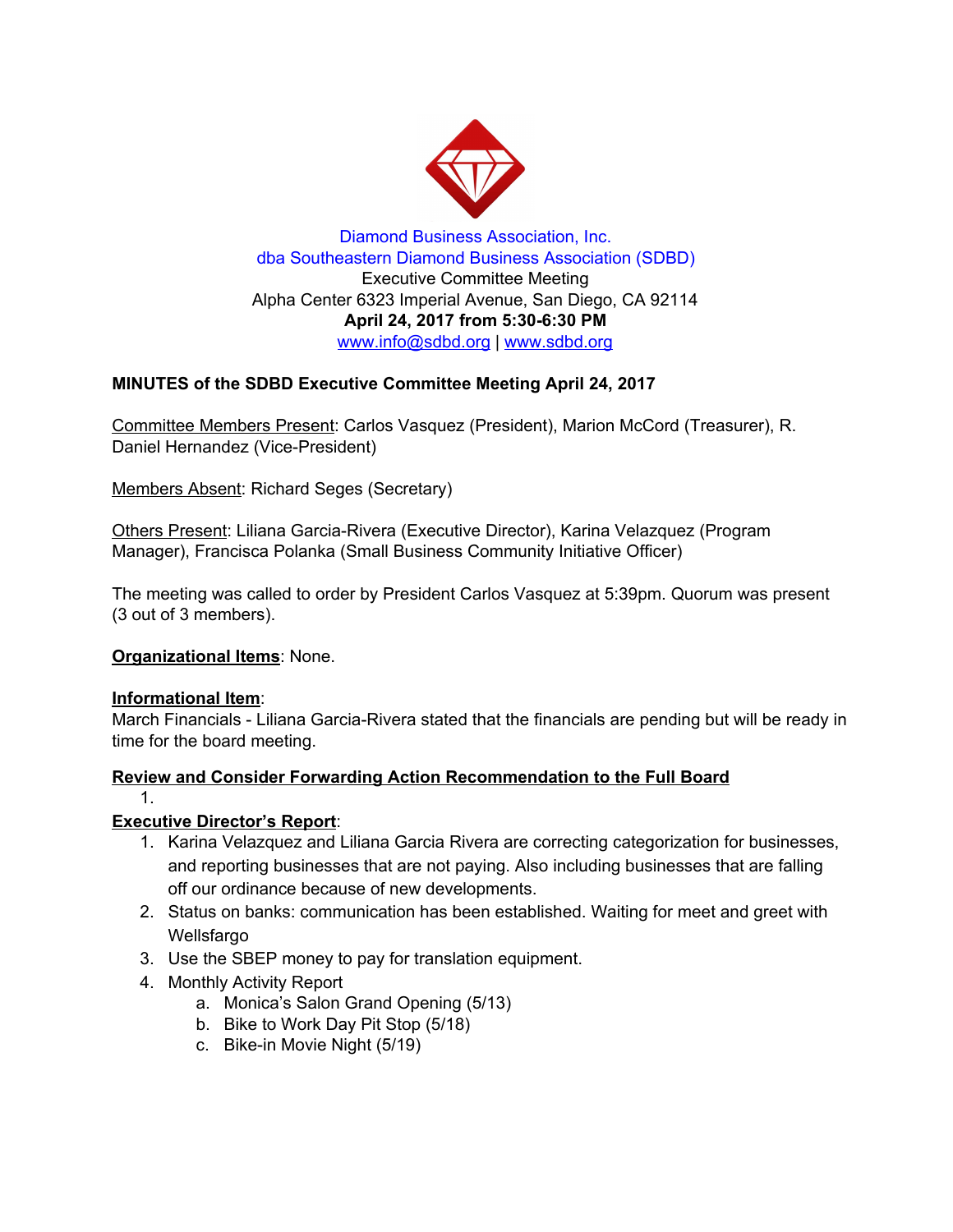Diamond Business Association, Inc.
dba Southeastern Diamond Business Association (SDBD)
Executive Committee Meeting
Alpha Center 6323 Imperial Avenue, San Diego, CA 92114
**April 24, 2017 from 5:30-6:30 PM**
www.info@sdbd.org | www.sdbd.org

**MINUTES of the SDBD Executive Committee Meeting April 24, 2017**

Committee Members Present: Carlos Vasquez (President), Marion McCord (Treasurer), R. Daniel Hernandez (Vice-President)

Members Absent: Richard Seges (Secretary)

Others Present: Liliana Garcia-Rivera (Executive Director), Karina Velazquez (Program Manager), Francisca Polanka (Small Business Community Initiative Officer)

The meeting was called to order by President Carlos Vasquez at 5:39pm. Quorum was present (3 out of 3 members).

**Organizational Items**: None.

**Informational Item**:
March Financials - Liliana Garcia-Rivera stated that the financials are pending but will be ready in time for the board meeting.

**Review and Consider Forwarding Action Recommendation to the Full Board**

1. 

**Executive Director's Report**:

1. Karina Velazquez and Liliana Garcia Rivera are correcting categorization for businesses, and reporting businesses that are not paying. Also including businesses that are falling off our ordinance because of new developments.
2. Status on banks: communication has been established. Waiting for meet and greet with Wellsfargo
3. Use the SBEP money to pay for translation equipment.
4. Monthly Activity Report
   a. Monica's Salon Grand Opening (5/13)
   b. Bike to Work Day Pit Stop (5/18)
   c. Bike-in Movie Night (5/19)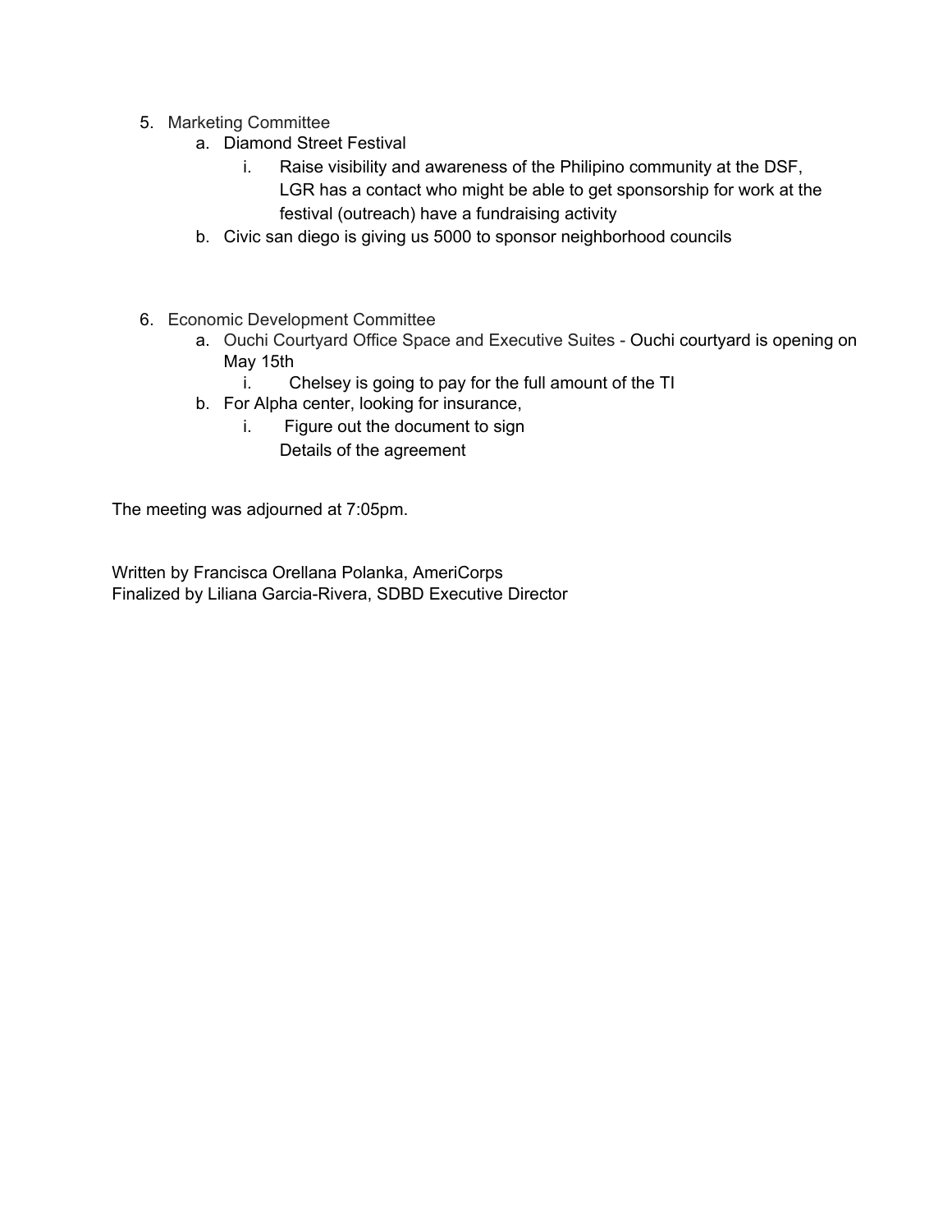5. Marketing Committee
    a. Diamond Street Festival
        i. Raise visibility and awareness of the Philipino community at the DSF, LGR has a contact who might be able to get sponsorship for work at the festival (outreach) have a fundraising activity
    b. Civic san diego is giving us 5000 to sponsor neighborhood councils

6. Economic Development Committee
    a. Ouchi Courtyard Office Space and Executive Suites - Ouchi courtyard is opening on May 15th
        i. Chelsey is going to pay for the full amount of the TI
    b. For Alpha center, looking for insurance,
        i. Figure out the document to sign
           Details of the agreement

The meeting was adjourned at 7:05pm.

Written by Francisca Orellana Polanka, AmeriCorps
Finalized by Liliana Garcia-Rivera, SDBD Executive Director